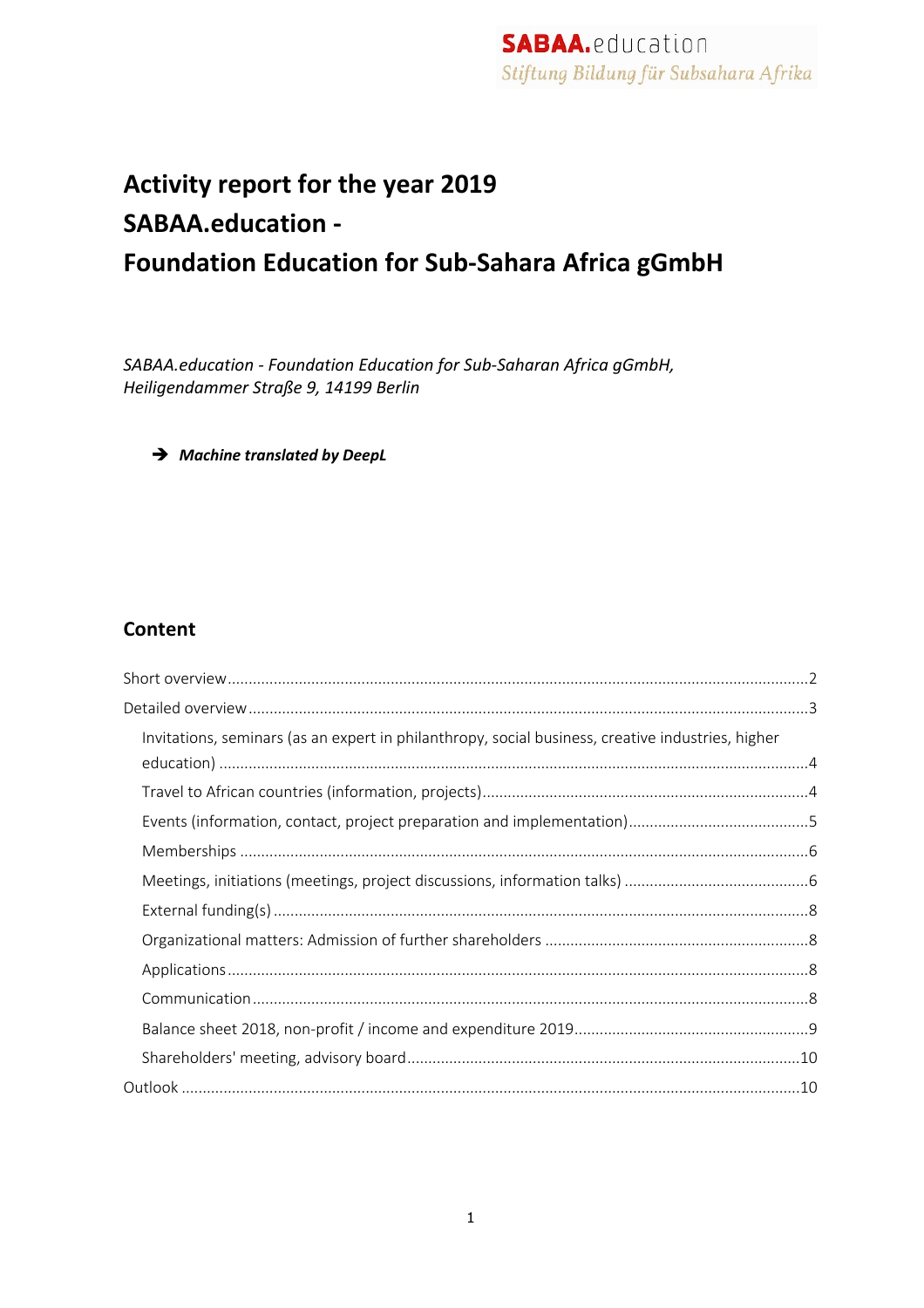SABAA.education
*Stiftung Bildung für Subsahara Afrika*

# Activity report for the year 2019
# SABAA.education -
# Foundation Education for Sub-Sahara Africa gGmbH

*SABAA.education - Foundation Education for Sub-Saharan Africa gGmbH,*
*Heiligendammer Straße 9, 14199 Berlin*

➔ ***Machine translated by DeepL***

## Content

Short overview ....................................................................................................2
Detailed overview ................................................................................................3
- Invitations, seminars (as an expert in philanthropy, social business, creative industries, higher education) ....................................................................................................4
- Travel to African countries (information, projects) ....................................................4
- Events (information, contact, project preparation and implementation) ......................5
- Memberships ...................................................................................................6
- Meetings, initiations (meetings, project discussions, information talks) .......................6
- External funding(s) ...........................................................................................8
- Organizational matters: Admission of further shareholders ........................................8
- Applications ....................................................................................................8
- Communication ................................................................................................8
- Balance sheet 2018, non-profit / income and expenditure 2019 ...................................9
- Shareholders' meeting, advisory board ...............................................................10

Outlook ...........................................................................................................10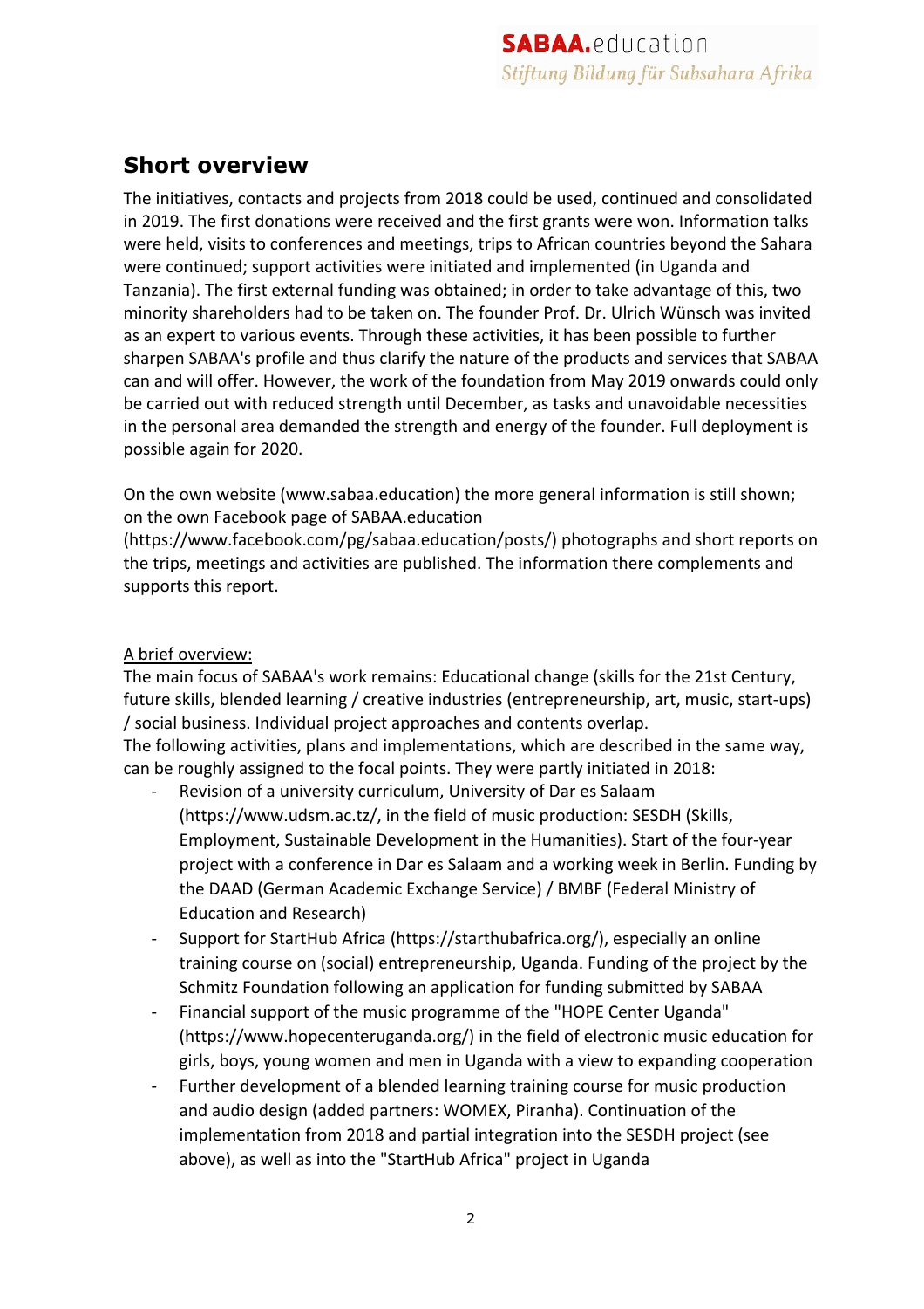## Short overview

The initiatives, contacts and projects from 2018 could be used, continued and consolidated in 2019. The first donations were received and the first grants were won. Information talks were held, visits to conferences and meetings, trips to African countries beyond the Sahara were continued; support activities were initiated and implemented (in Uganda and Tanzania). The first external funding was obtained; in order to take advantage of this, two minority shareholders had to be taken on. The founder Prof. Dr. Ulrich Wünsch was invited as an expert to various events. Through these activities, it has been possible to further sharpen SABAA's profile and thus clarify the nature of the products and services that SABAA can and will offer. However, the work of the foundation from May 2019 onwards could only be carried out with reduced strength until December, as tasks and unavoidable necessities in the personal area demanded the strength and energy of the founder. Full deployment is possible again for 2020.

On the own website (www.sabaa.education) the more general information is still shown; on the own Facebook page of SABAA.education (https://www.facebook.com/pg/sabaa.education/posts/) photographs and short reports on the trips, meetings and activities are published. The information there complements and supports this report.

A brief overview:

The main focus of SABAA's work remains: Educational change (skills for the 21st Century, future skills, blended learning / creative industries (entrepreneurship, art, music, start-ups) / social business. Individual project approaches and contents overlap.
The following activities, plans and implementations, which are described in the same way, can be roughly assigned to the focal points. They were partly initiated in 2018:

- Revision of a university curriculum, University of Dar es Salaam (https://www.udsm.ac.tz/, in the field of music production: SESDH (Skills, Employment, Sustainable Development in the Humanities). Start of the four-year project with a conference in Dar es Salaam and a working week in Berlin. Funding by the DAAD (German Academic Exchange Service) / BMBF (Federal Ministry of Education and Research)
- Support for StartHub Africa (https://starthubafrica.org/), especially an online training course on (social) entrepreneurship, Uganda. Funding of the project by the Schmitz Foundation following an application for funding submitted by SABAA
- Financial support of the music programme of the "HOPE Center Uganda" (https://www.hopecenteruganda.org/) in the field of electronic music education for girls, boys, young women and men in Uganda with a view to expanding cooperation
- Further development of a blended learning training course for music production and audio design (added partners: WOMEX, Piranha). Continuation of the implementation from 2018 and partial integration into the SESDH project (see above), as well as into the "StartHub Africa" project in Uganda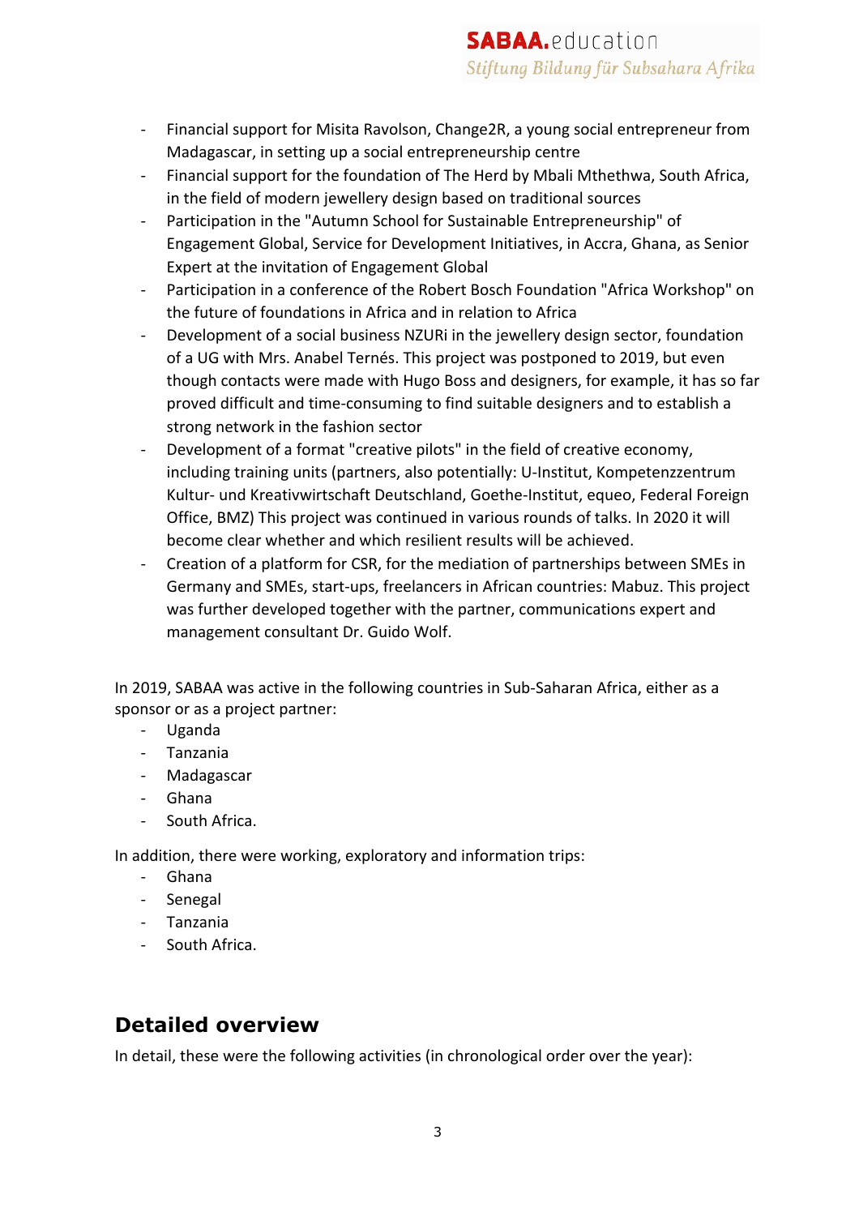- Financial support for Misita Ravolson, Change2R, a young social entrepreneur from Madagascar, in setting up a social entrepreneurship centre
- Financial support for the foundation of The Herd by Mbali Mthethwa, South Africa, in the field of modern jewellery design based on traditional sources
- Participation in the "Autumn School for Sustainable Entrepreneurship" of Engagement Global, Service for Development Initiatives, in Accra, Ghana, as Senior Expert at the invitation of Engagement Global
- Participation in a conference of the Robert Bosch Foundation "Africa Workshop" on the future of foundations in Africa and in relation to Africa
- Development of a social business NZURi in the jewellery design sector, foundation of a UG with Mrs. Anabel Ternés. This project was postponed to 2019, but even though contacts were made with Hugo Boss and designers, for example, it has so far proved difficult and time-consuming to find suitable designers and to establish a strong network in the fashion sector
- Development of a format "creative pilots" in the field of creative economy, including training units (partners, also potentially: U-Institut, Kompetenzzentrum Kultur- und Kreativwirtschaft Deutschland, Goethe-Institut, equeo, Federal Foreign Office, BMZ) This project was continued in various rounds of talks. In 2020 it will become clear whether and which resilient results will be achieved.
- Creation of a platform for CSR, for the mediation of partnerships between SMEs in Germany and SMEs, start-ups, freelancers in African countries: Mabuz. This project was further developed together with the partner, communications expert and management consultant Dr. Guido Wolf.

In 2019, SABAA was active in the following countries in Sub-Saharan Africa, either as a sponsor or as a project partner:

- Uganda
- Tanzania
- Madagascar
- Ghana
- South Africa.

In addition, there were working, exploratory and information trips:

- Ghana
- Senegal
- Tanzania
- South Africa.

## Detailed overview

In detail, these were the following activities (in chronological order over the year):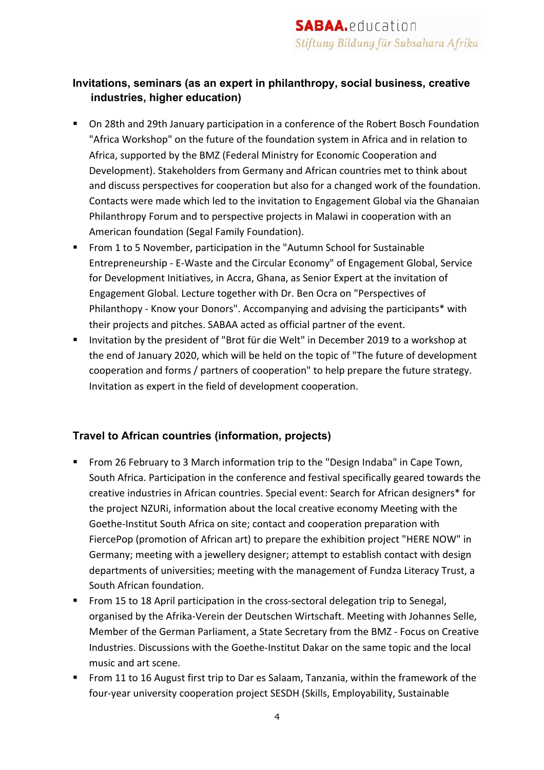### Invitations, seminars (as an expert in philanthropy, social business, creative industries, higher education)

- On 28th and 29th January participation in a conference of the Robert Bosch Foundation "Africa Workshop" on the future of the foundation system in Africa and in relation to Africa, supported by the BMZ (Federal Ministry for Economic Cooperation and Development). Stakeholders from Germany and African countries met to think about and discuss perspectives for cooperation but also for a changed work of the foundation. Contacts were made which led to the invitation to Engagement Global via the Ghanaian Philanthropy Forum and to perspective projects in Malawi in cooperation with an American foundation (Segal Family Foundation).
- From 1 to 5 November, participation in the "Autumn School for Sustainable Entrepreneurship - E-Waste and the Circular Economy" of Engagement Global, Service for Development Initiatives, in Accra, Ghana, as Senior Expert at the invitation of Engagement Global. Lecture together with Dr. Ben Ocra on "Perspectives of Philanthopy - Know your Donors". Accompanying and advising the participants* with their projects and pitches. SABAA acted as official partner of the event.
- Invitation by the president of "Brot für die Welt" in December 2019 to a workshop at the end of January 2020, which will be held on the topic of "The future of development cooperation and forms / partners of cooperation" to help prepare the future strategy. Invitation as expert in the field of development cooperation.

### Travel to African countries (information, projects)

- From 26 February to 3 March information trip to the "Design Indaba" in Cape Town, South Africa. Participation in the conference and festival specifically geared towards the creative industries in African countries. Special event: Search for African designers* for the project NZURi, information about the local creative economy Meeting with the Goethe-Institut South Africa on site; contact and cooperation preparation with FiercePop (promotion of African art) to prepare the exhibition project "HERE NOW" in Germany; meeting with a jewellery designer; attempt to establish contact with design departments of universities; meeting with the management of Fundza Literacy Trust, a South African foundation.
- From 15 to 18 April participation in the cross-sectoral delegation trip to Senegal, organised by the Afrika-Verein der Deutschen Wirtschaft. Meeting with Johannes Selle, Member of the German Parliament, a State Secretary from the BMZ - Focus on Creative Industries. Discussions with the Goethe-Institut Dakar on the same topic and the local music and art scene.
- From 11 to 16 August first trip to Dar es Salaam, Tanzania, within the framework of the four-year university cooperation project SESDH (Skills, Employability, Sustainable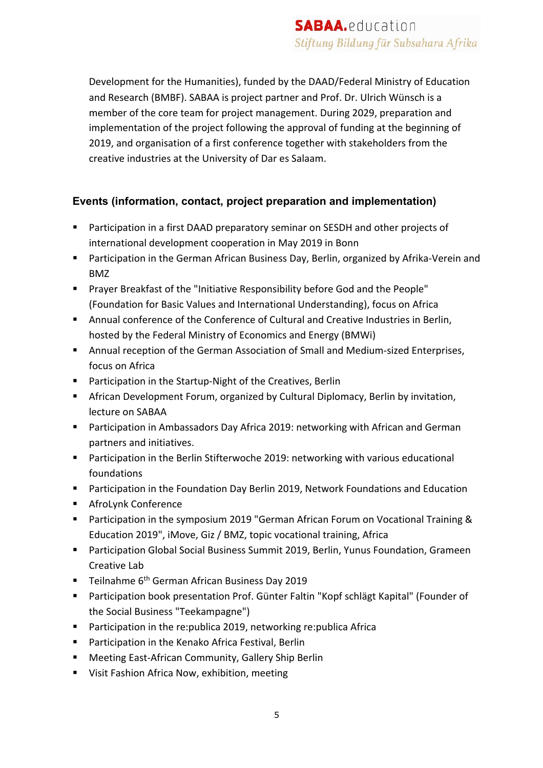Development for the Humanities), funded by the DAAD/Federal Ministry of Education and Research (BMBF). SABAA is project partner and Prof. Dr. Ulrich Wünsch is a member of the core team for project management. During 2029, preparation and implementation of the project following the approval of funding at the beginning of 2019, and organisation of a first conference together with stakeholders from the creative industries at the University of Dar es Salaam.

### Events (information, contact, project preparation and implementation)

- Participation in a first DAAD preparatory seminar on SESDH and other projects of international development cooperation in May 2019 in Bonn
- Participation in the German African Business Day, Berlin, organized by Afrika-Verein and BMZ
- Prayer Breakfast of the "Initiative Responsibility before God and the People" (Foundation for Basic Values and International Understanding), focus on Africa
- Annual conference of the Conference of Cultural and Creative Industries in Berlin, hosted by the Federal Ministry of Economics and Energy (BMWi)
- Annual reception of the German Association of Small and Medium-sized Enterprises, focus on Africa
- Participation in the Startup-Night of the Creatives, Berlin
- African Development Forum, organized by Cultural Diplomacy, Berlin by invitation, lecture on SABAA
- Participation in Ambassadors Day Africa 2019: networking with African and German partners and initiatives.
- Participation in the Berlin Stifterwoche 2019: networking with various educational foundations
- Participation in the Foundation Day Berlin 2019, Network Foundations and Education
- AfroLynk Conference
- Participation in the symposium 2019 "German African Forum on Vocational Training & Education 2019", iMove, Giz / BMZ, topic vocational training, Africa
- Participation Global Social Business Summit 2019, Berlin, Yunus Foundation, Grameen Creative Lab
- Teilnahme 6th German African Business Day 2019
- Participation book presentation Prof. Günter Faltin "Kopf schlägt Kapital" (Founder of the Social Business "Teekampagne")
- Participation in the re:publica 2019, networking re:publica Africa
- Participation in the Kenako Africa Festival, Berlin
- Meeting East-African Community, Gallery Ship Berlin
- Visit Fashion Africa Now, exhibition, meeting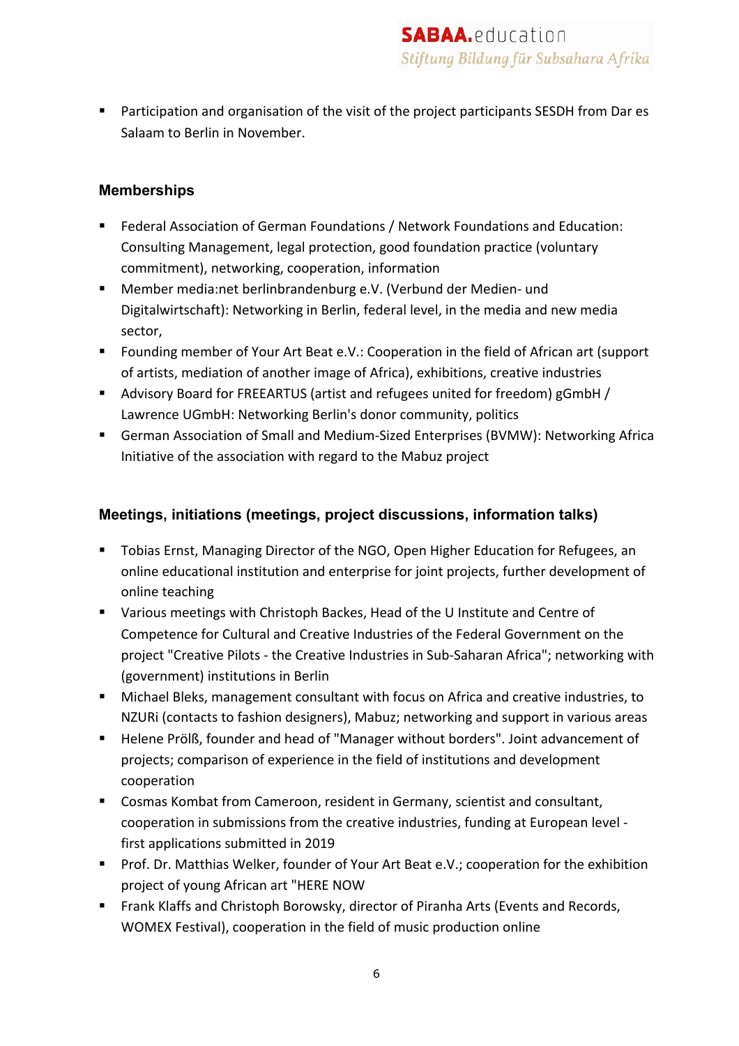- Participation and organisation of the visit of the project participants SESDH from Dar es Salaam to Berlin in November.

### Memberships

- Federal Association of German Foundations / Network Foundations and Education: Consulting Management, legal protection, good foundation practice (voluntary commitment), networking, cooperation, information
- Member media:net berlinbrandenburg e.V. (Verbund der Medien- und Digitalwirtschaft): Networking in Berlin, federal level, in the media and new media sector,
- Founding member of Your Art Beat e.V.: Cooperation in the field of African art (support of artists, mediation of another image of Africa), exhibitions, creative industries
- Advisory Board for FREEARTUS (artist and refugees united for freedom) gGmbH / Lawrence UGmbH: Networking Berlin's donor community, politics
- German Association of Small and Medium-Sized Enterprises (BVMW): Networking Africa Initiative of the association with regard to the Mabuz project

### Meetings, initiations (meetings, project discussions, information talks)

- Tobias Ernst, Managing Director of the NGO, Open Higher Education for Refugees, an online educational institution and enterprise for joint projects, further development of online teaching
- Various meetings with Christoph Backes, Head of the U Institute and Centre of Competence for Cultural and Creative Industries of the Federal Government on the project "Creative Pilots - the Creative Industries in Sub-Saharan Africa"; networking with (government) institutions in Berlin
- Michael Bleks, management consultant with focus on Africa and creative industries, to NZURi (contacts to fashion designers), Mabuz; networking and support in various areas
- Helene Prölß, founder and head of "Manager without borders". Joint advancement of projects; comparison of experience in the field of institutions and development cooperation
- Cosmas Kombat from Cameroon, resident in Germany, scientist and consultant, cooperation in submissions from the creative industries, funding at European level - first applications submitted in 2019
- Prof. Dr. Matthias Welker, founder of Your Art Beat e.V.; cooperation for the exhibition project of young African art "HERE NOW
- Frank Klaffs and Christoph Borowsky, director of Piranha Arts (Events and Records, WOMEX Festival), cooperation in the field of music production online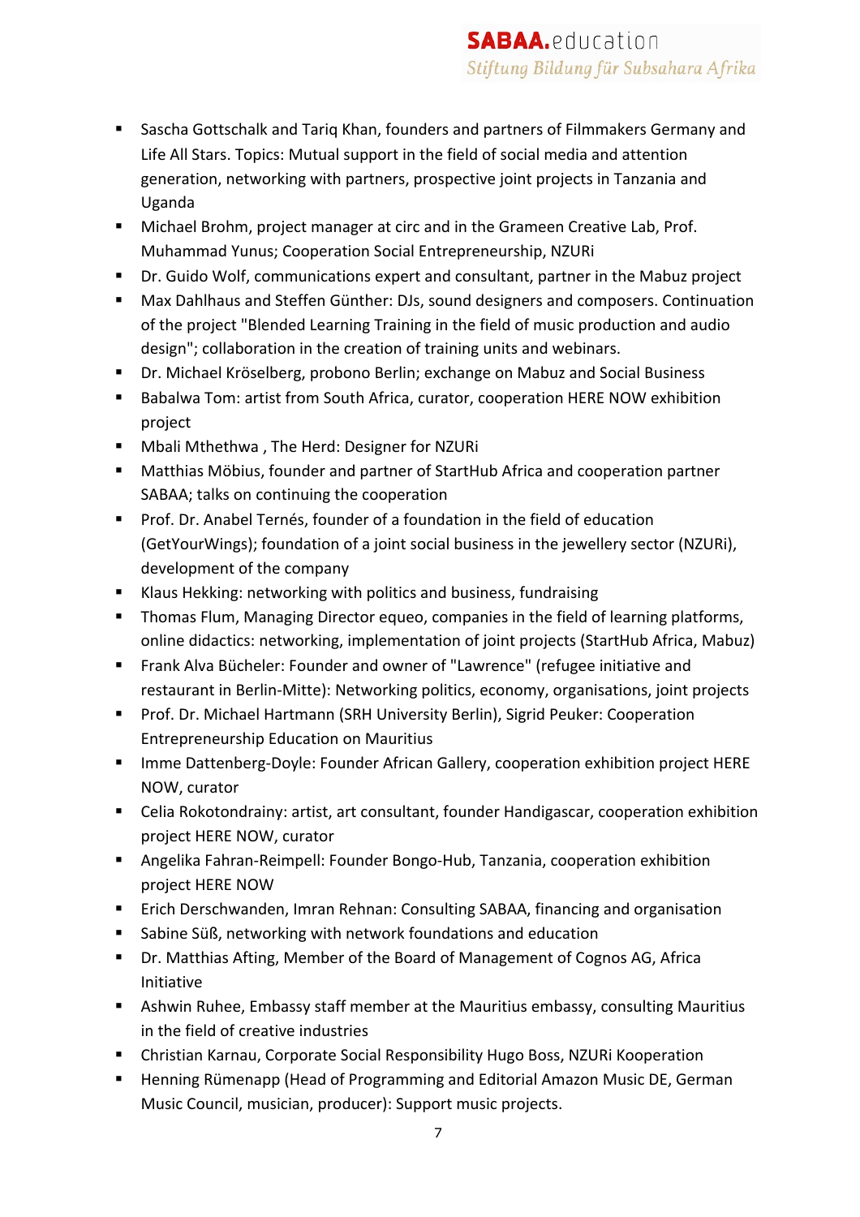- Sascha Gottschalk and Tariq Khan, founders and partners of Filmmakers Germany and Life All Stars. Topics: Mutual support in the field of social media and attention generation, networking with partners, prospective joint projects in Tanzania and Uganda
- Michael Brohm, project manager at circ and in the Grameen Creative Lab, Prof. Muhammad Yunus; Cooperation Social Entrepreneurship, NZURi
- Dr. Guido Wolf, communications expert and consultant, partner in the Mabuz project
- Max Dahlhaus and Steffen Günther: DJs, sound designers and composers. Continuation of the project "Blended Learning Training in the field of music production and audio design"; collaboration in the creation of training units and webinars.
- Dr. Michael Kröselberg, probono Berlin; exchange on Mabuz and Social Business
- Babalwa Tom: artist from South Africa, curator, cooperation HERE NOW exhibition project
- Mbali Mthethwa , The Herd: Designer for NZURi
- Matthias Möbius, founder and partner of StartHub Africa and cooperation partner SABAA; talks on continuing the cooperation
- Prof. Dr. Anabel Ternés, founder of a foundation in the field of education (GetYourWings); foundation of a joint social business in the jewellery sector (NZURi), development of the company
- Klaus Hekking: networking with politics and business, fundraising
- Thomas Flum, Managing Director equeo, companies in the field of learning platforms, online didactics: networking, implementation of joint projects (StartHub Africa, Mabuz)
- Frank Alva Bücheler: Founder and owner of "Lawrence" (refugee initiative and restaurant in Berlin-Mitte): Networking politics, economy, organisations, joint projects
- Prof. Dr. Michael Hartmann (SRH University Berlin), Sigrid Peuker: Cooperation Entrepreneurship Education on Mauritius
- Imme Dattenberg-Doyle: Founder African Gallery, cooperation exhibition project HERE NOW, curator
- Celia Rokotondrainy: artist, art consultant, founder Handigascar, cooperation exhibition project HERE NOW, curator
- Angelika Fahran-Reimpell: Founder Bongo-Hub, Tanzania, cooperation exhibition project HERE NOW
- Erich Derschwanden, Imran Rehnan: Consulting SABAA, financing and organisation
- Sabine Süß, networking with network foundations and education
- Dr. Matthias Afting, Member of the Board of Management of Cognos AG, Africa Initiative
- Ashwin Ruhee, Embassy staff member at the Mauritius embassy, consulting Mauritius in the field of creative industries
- Christian Karnau, Corporate Social Responsibility Hugo Boss, NZURi Kooperation
- Henning Rümenapp (Head of Programming and Editorial Amazon Music DE, German Music Council, musician, producer): Support music projects.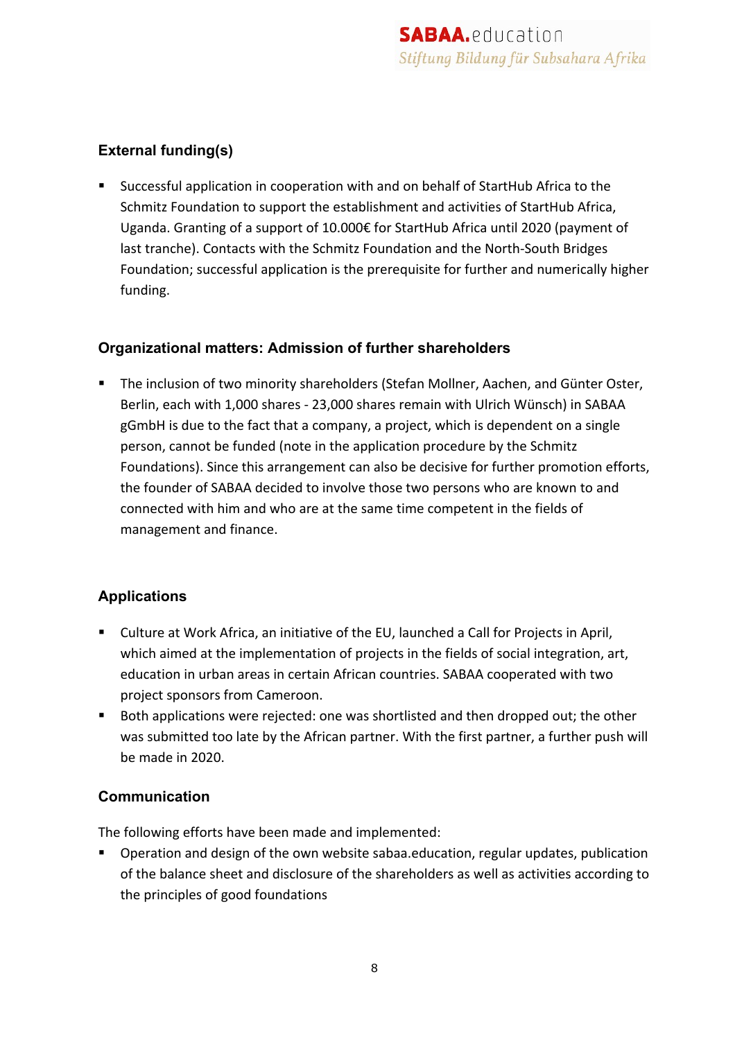### External funding(s)

- Successful application in cooperation with and on behalf of StartHub Africa to the Schmitz Foundation to support the establishment and activities of StartHub Africa, Uganda. Granting of a support of 10.000€ for StartHub Africa until 2020 (payment of last tranche). Contacts with the Schmitz Foundation and the North-South Bridges Foundation; successful application is the prerequisite for further and numerically higher funding.

### Organizational matters: Admission of further shareholders

- The inclusion of two minority shareholders (Stefan Mollner, Aachen, and Günter Oster, Berlin, each with 1,000 shares - 23,000 shares remain with Ulrich Wünsch) in SABAA gGmbH is due to the fact that a company, a project, which is dependent on a single person, cannot be funded (note in the application procedure by the Schmitz Foundations). Since this arrangement can also be decisive for further promotion efforts, the founder of SABAA decided to involve those two persons who are known to and connected with him and who are at the same time competent in the fields of management and finance.

### Applications

- Culture at Work Africa, an initiative of the EU, launched a Call for Projects in April, which aimed at the implementation of projects in the fields of social integration, art, education in urban areas in certain African countries. SABAA cooperated with two project sponsors from Cameroon.
- Both applications were rejected: one was shortlisted and then dropped out; the other was submitted too late by the African partner. With the first partner, a further push will be made in 2020.

### Communication

The following efforts have been made and implemented:

- Operation and design of the own website sabaa.education, regular updates, publication of the balance sheet and disclosure of the shareholders as well as activities according to the principles of good foundations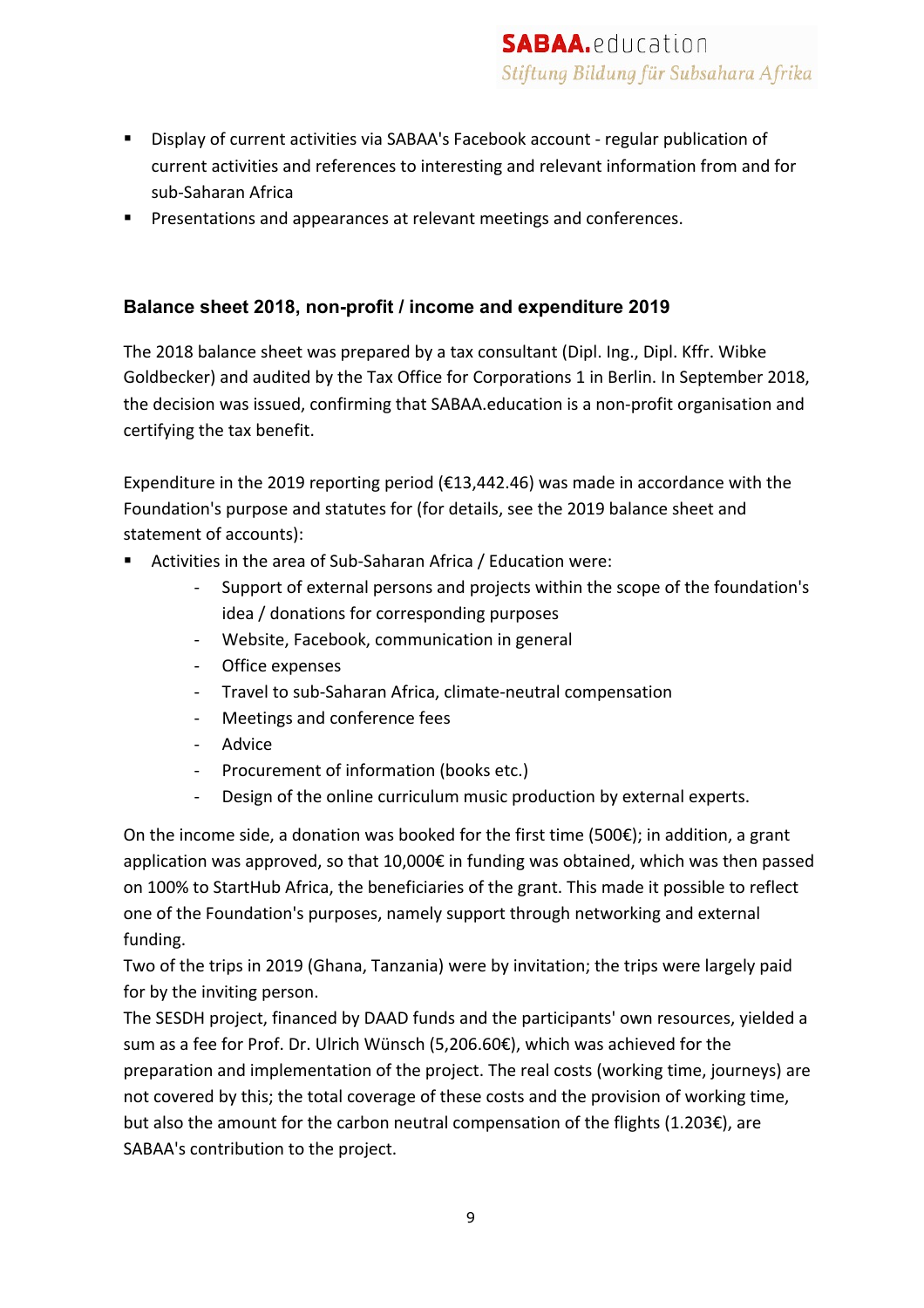- Display of current activities via SABAA's Facebook account - regular publication of current activities and references to interesting and relevant information from and for sub-Saharan Africa
- Presentations and appearances at relevant meetings and conferences.

### Balance sheet 2018, non-profit / income and expenditure 2019

The 2018 balance sheet was prepared by a tax consultant (Dipl. Ing., Dipl. Kffr. Wibke Goldbecker) and audited by the Tax Office for Corporations 1 in Berlin. In September 2018, the decision was issued, confirming that SABAA.education is a non-profit organisation and certifying the tax benefit.

Expenditure in the 2019 reporting period (€13,442.46) was made in accordance with the Foundation's purpose and statutes for (for details, see the 2019 balance sheet and statement of accounts):

- Activities in the area of Sub-Saharan Africa / Education were:
  - Support of external persons and projects within the scope of the foundation's idea / donations for corresponding purposes
  - Website, Facebook, communication in general
  - Office expenses
  - Travel to sub-Saharan Africa, climate-neutral compensation
  - Meetings and conference fees
  - Advice
  - Procurement of information (books etc.)
  - Design of the online curriculum music production by external experts.

On the income side, a donation was booked for the first time (500€); in addition, a grant application was approved, so that 10,000€ in funding was obtained, which was then passed on 100% to StartHub Africa, the beneficiaries of the grant. This made it possible to reflect one of the Foundation's purposes, namely support through networking and external funding.
Two of the trips in 2019 (Ghana, Tanzania) were by invitation; the trips were largely paid for by the inviting person.
The SESDH project, financed by DAAD funds and the participants' own resources, yielded a sum as a fee for Prof. Dr. Ulrich Wünsch (5,206.60€), which was achieved for the preparation and implementation of the project. The real costs (working time, journeys) are not covered by this; the total coverage of these costs and the provision of working time, but also the amount for the carbon neutral compensation of the flights (1.203€), are SABAA's contribution to the project.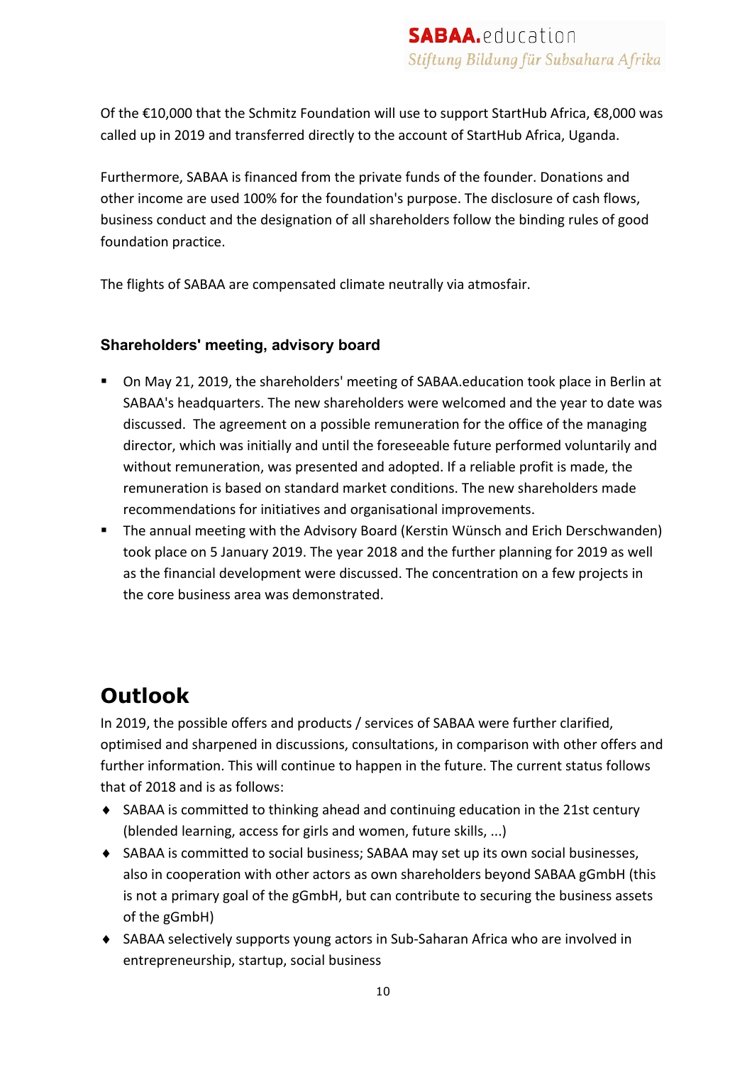Of the €10,000 that the Schmitz Foundation will use to support StartHub Africa, €8,000 was called up in 2019 and transferred directly to the account of StartHub Africa, Uganda.

Furthermore, SABAA is financed from the private funds of the founder. Donations and other income are used 100% for the foundation's purpose. The disclosure of cash flows, business conduct and the designation of all shareholders follow the binding rules of good foundation practice.

The flights of SABAA are compensated climate neutrally via atmosfair.

### Shareholders' meeting, advisory board

- On May 21, 2019, the shareholders' meeting of SABAA.education took place in Berlin at SABAA's headquarters. The new shareholders were welcomed and the year to date was discussed. The agreement on a possible remuneration for the office of the managing director, which was initially and until the foreseeable future performed voluntarily and without remuneration, was presented and adopted. If a reliable profit is made, the remuneration is based on standard market conditions. The new shareholders made recommendations for initiatives and organisational improvements.
- The annual meeting with the Advisory Board (Kerstin Wünsch and Erich Derschwanden) took place on 5 January 2019. The year 2018 and the further planning for 2019 as well as the financial development were discussed. The concentration on a few projects in the core business area was demonstrated.

## Outlook

In 2019, the possible offers and products / services of SABAA were further clarified, optimised and sharpened in discussions, consultations, in comparison with other offers and further information. This will continue to happen in the future. The current status follows that of 2018 and is as follows:

- SABAA is committed to thinking ahead and continuing education in the 21st century (blended learning, access for girls and women, future skills, ...)
- SABAA is committed to social business; SABAA may set up its own social businesses, also in cooperation with other actors as own shareholders beyond SABAA gGmbH (this is not a primary goal of the gGmbH, but can contribute to securing the business assets of the gGmbH)
- SABAA selectively supports young actors in Sub-Saharan Africa who are involved in entrepreneurship, startup, social business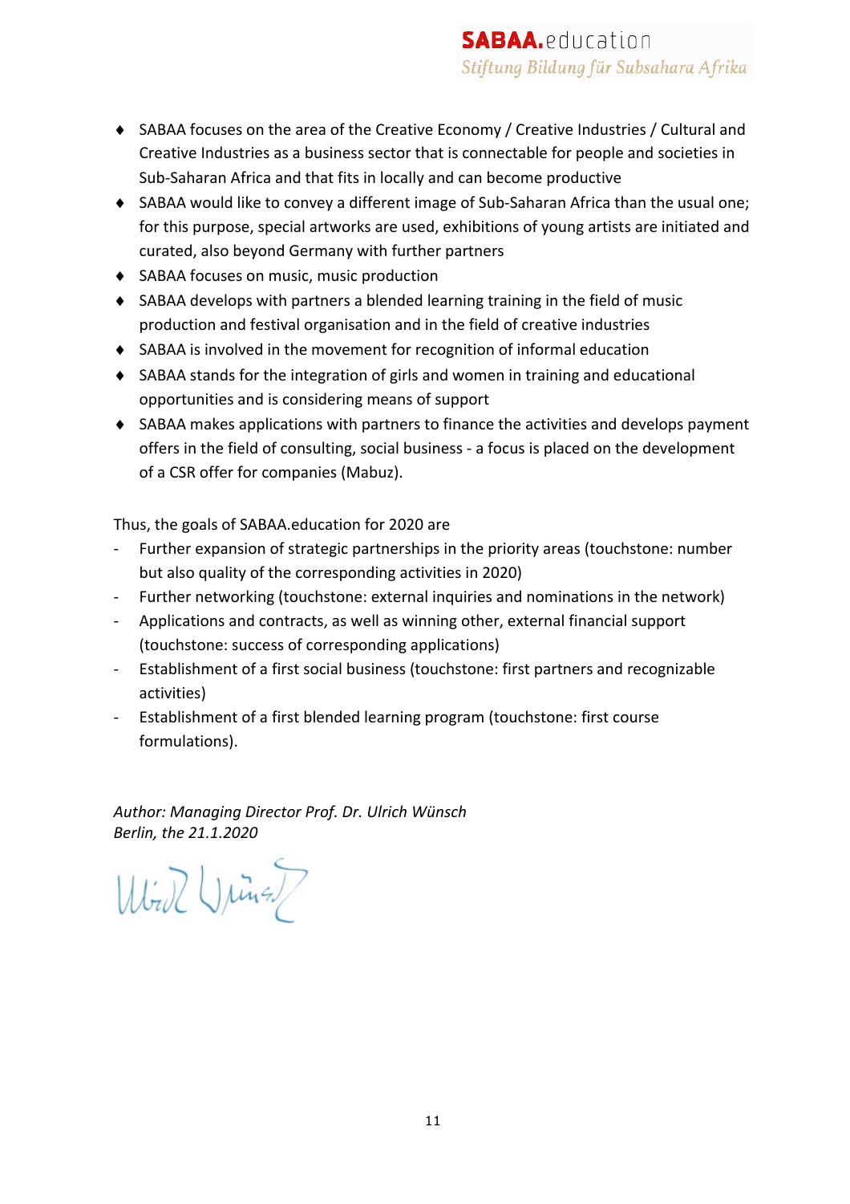- SABAA focuses on the area of the Creative Economy / Creative Industries / Cultural and Creative Industries as a business sector that is connectable for people and societies in Sub-Saharan Africa and that fits in locally and can become productive
- SABAA would like to convey a different image of Sub-Saharan Africa than the usual one; for this purpose, special artworks are used, exhibitions of young artists are initiated and curated, also beyond Germany with further partners
- SABAA focuses on music, music production
- SABAA develops with partners a blended learning training in the field of music production and festival organisation and in the field of creative industries
- SABAA is involved in the movement for recognition of informal education
- SABAA stands for the integration of girls and women in training and educational opportunities and is considering means of support
- SABAA makes applications with partners to finance the activities and develops payment offers in the field of consulting, social business - a focus is placed on the development of a CSR offer for companies (Mabuz).

Thus, the goals of SABAA.education for 2020 are

- Further expansion of strategic partnerships in the priority areas (touchstone: number but also quality of the corresponding activities in 2020)
- Further networking (touchstone: external inquiries and nominations in the network)
- Applications and contracts, as well as winning other, external financial support (touchstone: success of corresponding applications)
- Establishment of a first social business (touchstone: first partners and recognizable activities)
- Establishment of a first blended learning program (touchstone: first course formulations).

*Author: Managing Director Prof. Dr. Ulrich Wünsch*
*Berlin, the 21.1.2020*